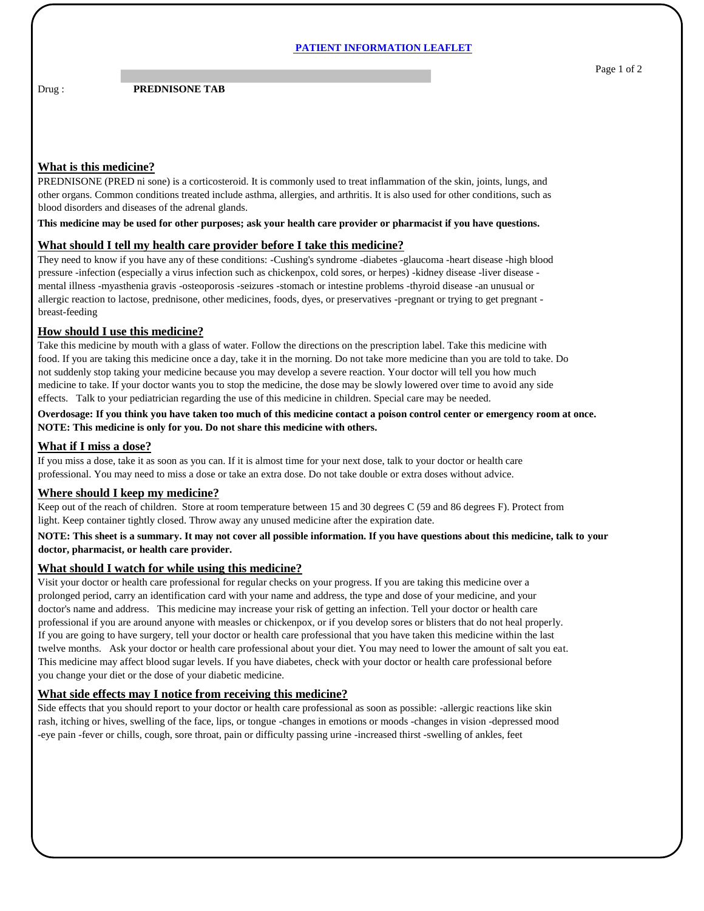# PATIENT INFORMATION LEAFLET

Drug : **PREDNISONE TAB**

## What is this medicine?

PREDNISONE (PRED ni sone) is a corticosteroid. It is commonly used to treat inflammation of the skin, joints, lungs, and other organs. Common conditions treated include asthma, allergies, and arthritis. It is also used for other conditions, such as blood disorders and diseases of the adrenal glands.

**This medicine may be used for other purposes; ask your health care provider or pharmacist if you have questions.**

## What should I tell my health care provider before I take this medicine?

They need to know if you have any of these conditions: -Cushing's syndrome -diabetes -glaucoma -heart disease -high blood pressure -infection (especially a virus infection such as chickenpox, cold sores, or herpes) -kidney disease -liver disease -mental illness -myasthenia gravis -osteoporosis -seizures -stomach or intestine problems -thyroid disease -an unusual or allergic reaction to lactose, prednisone, other medicines, foods, dyes, or preservatives -pregnant or trying to get pregnant -breast-feeding

## How should I use this medicine?

Take this medicine by mouth with a glass of water. Follow the directions on the prescription label. Take this medicine with food. If you are taking this medicine once a day, take it in the morning. Do not take more medicine than you are told to take. Do not suddenly stop taking your medicine because you may develop a severe reaction. Your doctor will tell you how much medicine to take. If your doctor wants you to stop the medicine, the dose may be slowly lowered over time to avoid any side effects. Talk to your pediatrician regarding the use of this medicine in children. Special care may be needed.

**Overdosage: If you think you have taken too much of this medicine contact a poison control center or emergency room at once.**
**NOTE: This medicine is only for you. Do not share this medicine with others.**

## What if I miss a dose?

If you miss a dose, take it as soon as you can. If it is almost time for your next dose, talk to your doctor or health care professional. You may need to miss a dose or take an extra dose. Do not take double or extra doses without advice.

## Where should I keep my medicine?

Keep out of the reach of children. Store at room temperature between 15 and 30 degrees C (59 and 86 degrees F). Protect from light. Keep container tightly closed. Throw away any unused medicine after the expiration date.

**NOTE: This sheet is a summary. It may not cover all possible information. If you have questions about this medicine, talk to your doctor, pharmacist, or health care provider.**

## What should I watch for while using this medicine?

Visit your doctor or health care professional for regular checks on your progress. If you are taking this medicine over a prolonged period, carry an identification card with your name and address, the type and dose of your medicine, and your doctor's name and address. This medicine may increase your risk of getting an infection. Tell your doctor or health care professional if you are around anyone with measles or chickenpox, or if you develop sores or blisters that do not heal properly. If you are going to have surgery, tell your doctor or health care professional that you have taken this medicine within the last twelve months. Ask your doctor or health care professional about your diet. You may need to lower the amount of salt you eat. This medicine may affect blood sugar levels. If you have diabetes, check with your doctor or health care professional before you change your diet or the dose of your diabetic medicine.

## What side effects may I notice from receiving this medicine?

Side effects that you should report to your doctor or health care professional as soon as possible: -allergic reactions like skin rash, itching or hives, swelling of the face, lips, or tongue -changes in emotions or moods -changes in vision -depressed mood -eye pain -fever or chills, cough, sore throat, pain or difficulty passing urine -increased thirst -swelling of ankles, feet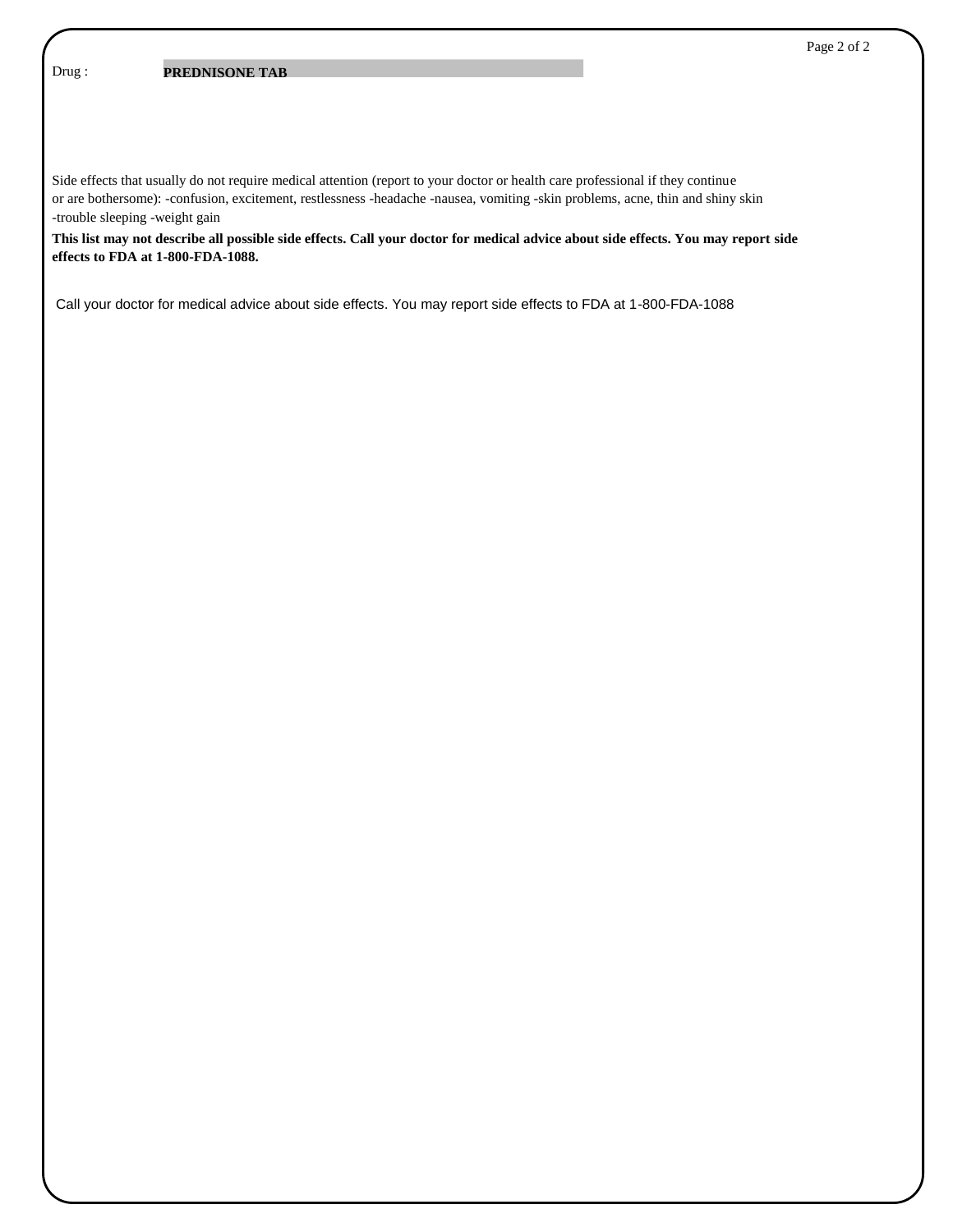Drug : **PREDNISONE TAB**

Side effects that usually do not require medical attention (report to your doctor or health care professional if they continue or are bothersome): -confusion, excitement, restlessness -headache -nausea, vomiting -skin problems, acne, thin and shiny skin -trouble sleeping -weight gain

**This list may not describe all possible side effects. Call your doctor for medical advice about side effects. You may report side effects to FDA at 1-800-FDA-1088.**

Call your doctor for medical advice about side effects. You may report side effects to FDA at 1-800-FDA-1088